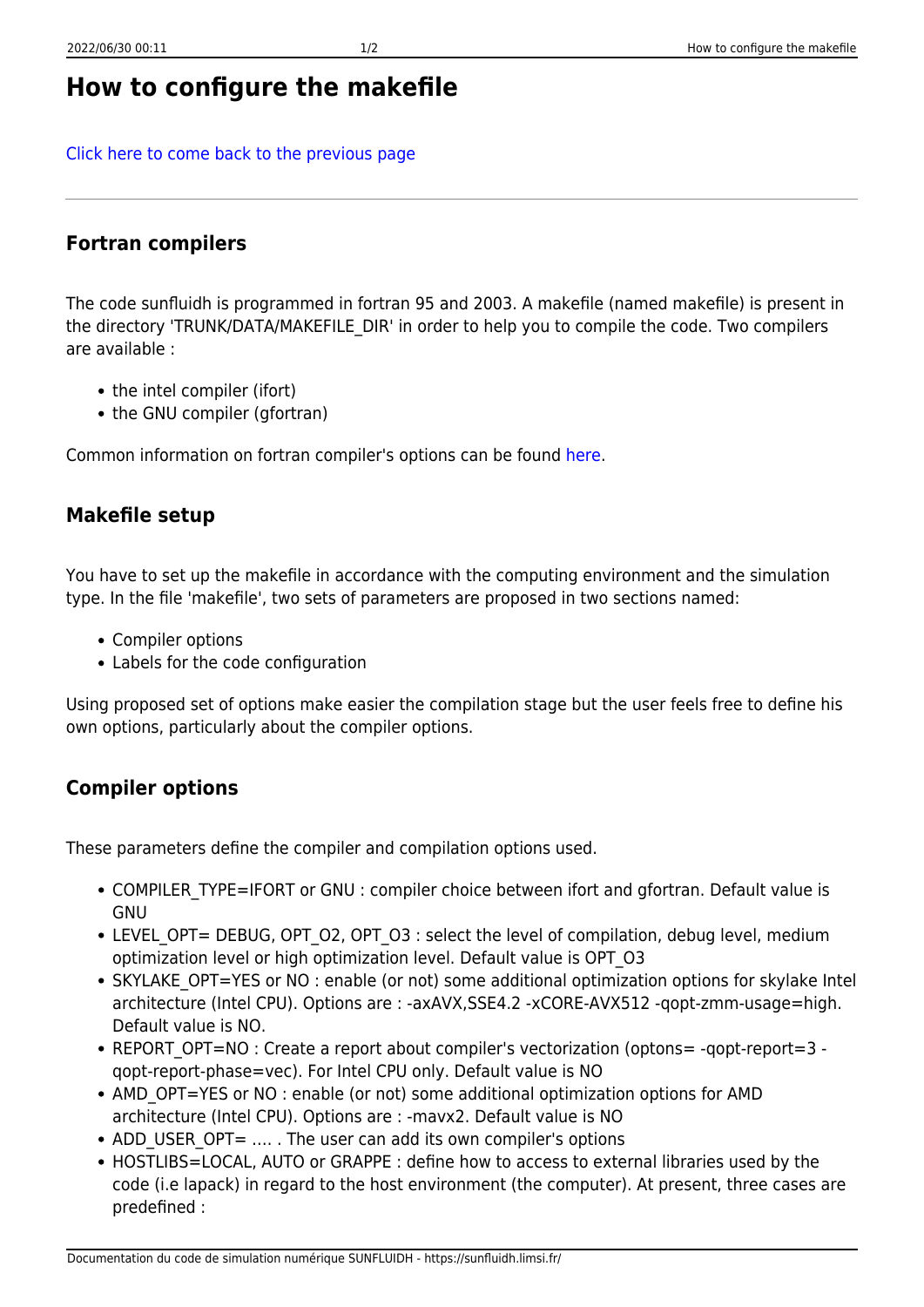# How to configure the makefile

Click here to come back to the previous page

---

### Fortran compilers

The code sunfluidh is programmed in fortran 95 and 2003. A makefile (named makefile) is present in the directory 'TRUNK/DATA/MAKEFILE_DIR' in order to help you to compile the code. Two compilers are available :

- the intel compiler (ifort)
- the GNU compiler (gfortran)

Common information on fortran compiler's options can be found here.

### Makefile setup

You have to set up the makefile in accordance with the computing environment and the simulation type. In the file 'makefile', two sets of parameters are proposed in two sections named:

- Compiler options
- Labels for the code configuration

Using proposed set of options make easier the compilation stage but the user feels free to define his own options, particularly about the compiler options.

### Compiler options

These parameters define the compiler and compilation options used.

- COMPILER_TYPE=IFORT or GNU : compiler choice between ifort and gfortran. Default value is GNU
- LEVEL_OPT= DEBUG, OPT_O2, OPT_O3 : select the level of compilation, debug level, medium optimization level or high optimization level. Default value is OPT_O3
- SKYLAKE_OPT=YES or NO : enable (or not) some additional optimization options for skylake Intel architecture (Intel CPU). Options are : -axAVX,SSE4.2 -xCORE-AVX512 -qopt-zmm-usage=high. Default value is NO.
- REPORT_OPT=NO : Create a report about compiler's vectorization (optons= -qopt-report=3 -qopt-report-phase=vec). For Intel CPU only. Default value is NO
- AMD_OPT=YES or NO : enable (or not) some additional optimization options for AMD architecture (Intel CPU). Options are : -mavx2. Default value is NO
- ADD_USER_OPT= …. . The user can add its own compiler's options
- HOSTLIBS=LOCAL, AUTO or GRAPPE : define how to access to external libraries used by the code (i.e lapack) in regard to the host environment (the computer). At present, three cases are predefined :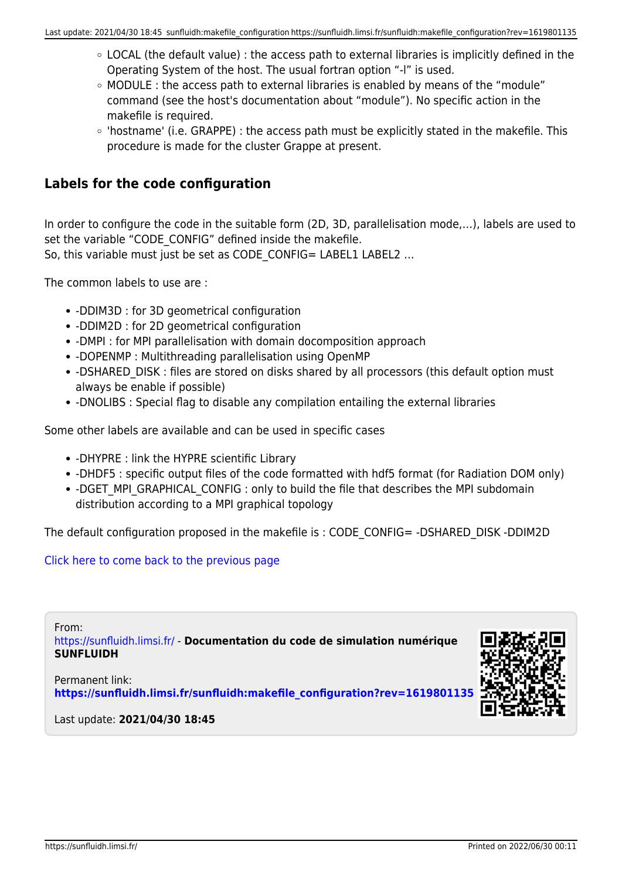- LOCAL (the default value) : the access path to external libraries is implicitly defined in the Operating System of the host. The usual fortran option "-l" is used.
- MODULE : the access path to external libraries is enabled by means of the "module" command (see the host's documentation about "module"). No specific action in the makefile is required.
- 'hostname' (i.e. GRAPPE) : the access path must be explicitly stated in the makefile. This procedure is made for the cluster Grappe at present.

## Labels for the code configuration

In order to configure the code in the suitable form (2D, 3D, parallelisation mode,…), labels are used to set the variable "CODE_CONFIG" defined inside the makefile.
So, this variable must just be set as CODE_CONFIG= LABEL1 LABEL2 …

The common labels to use are :

- -DDIM3D : for 3D geometrical configuration
- -DDIM2D : for 2D geometrical configuration
- -DMPI : for MPI parallelisation with domain docomposition approach
- -DOPENMP : Multithreading parallelisation using OpenMP
- -DSHARED_DISK : files are stored on disks shared by all processors (this default option must always be enable if possible)
- -DNOLIBS : Special flag to disable any compilation entailing the external libraries

Some other labels are available and can be used in specific cases

- -DHYPRE : link the HYPRE scientific Library
- -DHDF5 : specific output files of the code formatted with hdf5 format (for Radiation DOM only)
- -DGET_MPI_GRAPHICAL_CONFIG : only to build the file that describes the MPI subdomain distribution according to a MPI graphical topology

The default configuration proposed in the makefile is : CODE_CONFIG= -DSHARED_DISK -DDIM2D

Click here to come back to the previous page

From:
https://sunfluidh.limsi.fr/ - **Documentation du code de simulation numérique SUNFLUIDH**

Permanent link:
**https://sunfluidh.limsi.fr/sunfluidh:makefile_configuration?rev=1619801135**

Last update: **2021/04/30 18:45**